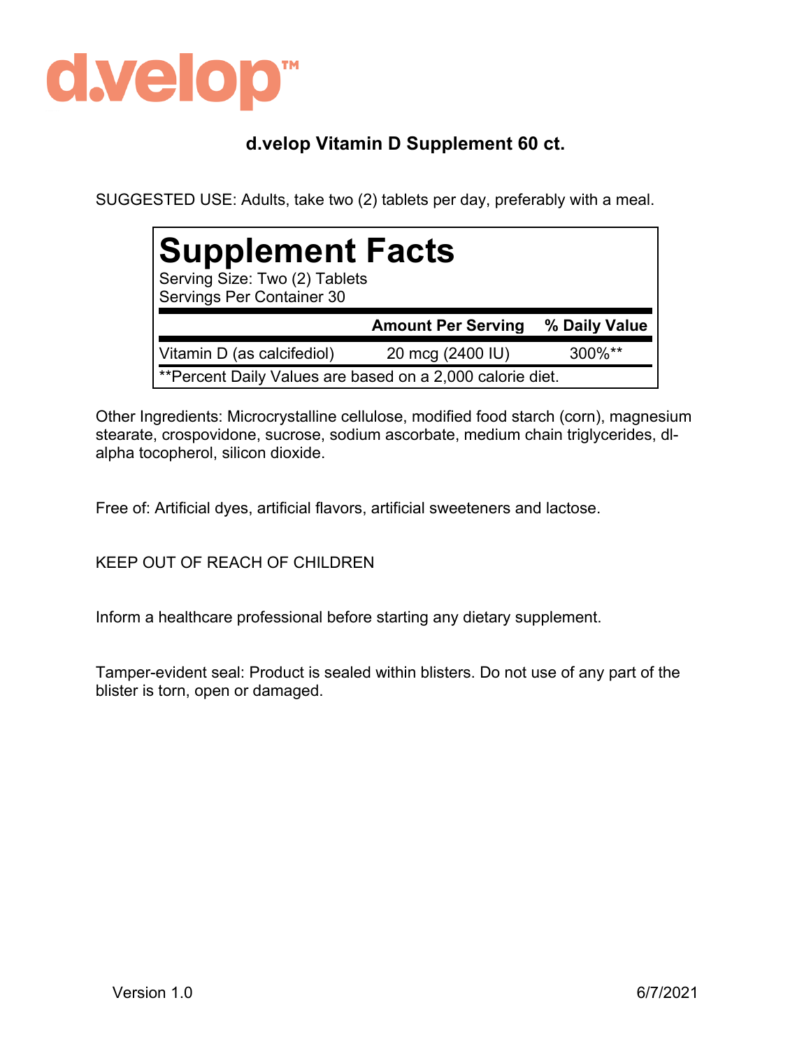# d.velop™

## d.velop Vitamin D Supplement 60 ct.

SUGGESTED USE: Adults, take two (2) tablets per day, preferably with a meal.

**Supplement Facts**
Serving Size: Two (2) Tablets
Servings Per Container 30

| | Amount Per Serving | % Daily Value |
|---|---|---|
| Vitamin D (as calcifediol) | 20 mcg (2400 IU) | 300%** |

**Percent Daily Values are based on a 2,000 calorie diet.

Other Ingredients: Microcrystalline cellulose, modified food starch (corn), magnesium stearate, crospovidone, sucrose, sodium ascorbate, medium chain triglycerides, dl-alpha tocopherol, silicon dioxide.

Free of: Artificial dyes, artificial flavors, artificial sweeteners and lactose.

KEEP OUT OF REACH OF CHILDREN

Inform a healthcare professional before starting any dietary supplement.

Tamper-evident seal: Product is sealed within blisters. Do not use of any part of the blister is torn, open or damaged.

Version 1.0 6/7/2021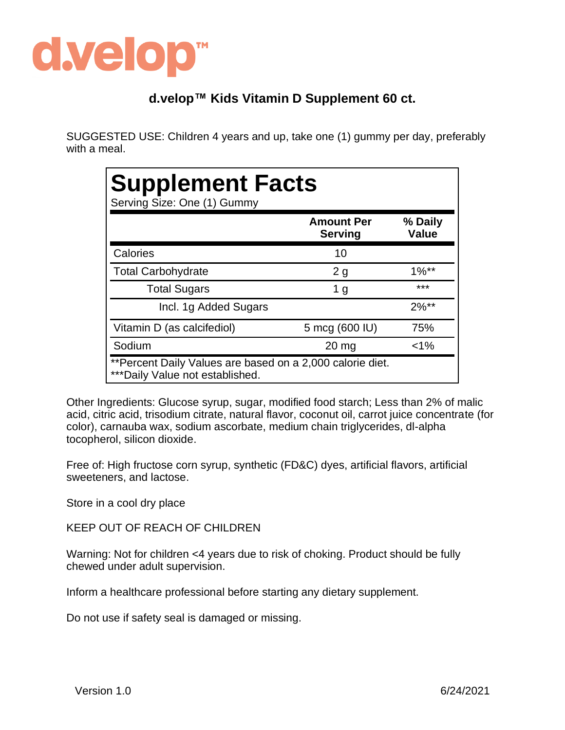d.velop™

## d.velop™ Kids Vitamin D Supplement 60 ct.

SUGGESTED USE: Children 4 years and up, take one (1) gummy per day, preferably with a meal.

# Supplement Facts

Serving Size: One (1) Gummy

| | Amount Per Serving | % Daily Value |
|---|---|---|
| Calories | 10 | |
| Total Carbohydrate | 2 g | 1%** |
| Total Sugars | 1 g | *** |
| Incl. 1g Added Sugars | | 2%** |
| Vitamin D (as calcifediol) | 5 mcg (600 IU) | 75% |
| Sodium | 20 mg | <1% |

**Percent Daily Values are based on a 2,000 calorie diet.
***Daily Value not established.

Other Ingredients: Glucose syrup, sugar, modified food starch; Less than 2% of malic acid, citric acid, trisodium citrate, natural flavor, coconut oil, carrot juice concentrate (for color), carnauba wax, sodium ascorbate, medium chain triglycerides, dl-alpha tocopherol, silicon dioxide.

Free of: High fructose corn syrup, synthetic (FD&C) dyes, artificial flavors, artificial sweeteners, and lactose.

Store in a cool dry place

KEEP OUT OF REACH OF CHILDREN

Warning: Not for children <4 years due to risk of choking. Product should be fully chewed under adult supervision.

Inform a healthcare professional before starting any dietary supplement.

Do not use if safety seal is damaged or missing.

Version 1.0 6/24/2021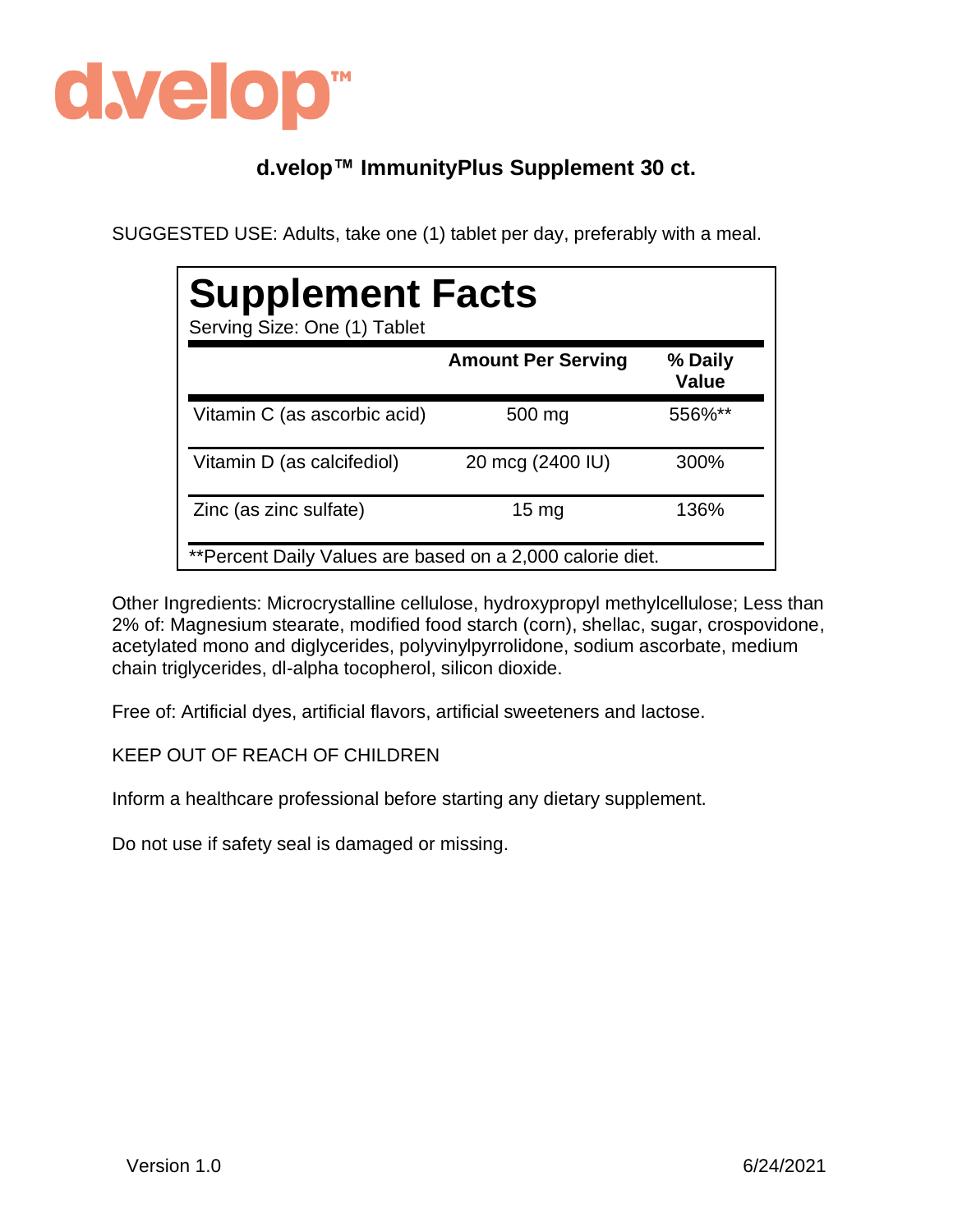# d.velop™

## d.velop™ ImmunityPlus Supplement 30 ct.

SUGGESTED USE: Adults, take one (1) tablet per day, preferably with a meal.

**Supplement Facts**

Serving Size: One (1) Tablet

| | Amount Per Serving | % Daily Value |
|---|---|---|
| Vitamin C (as ascorbic acid) | 500 mg | 556%** |
| Vitamin D (as calcifediol) | 20 mcg (2400 IU) | 300% |
| Zinc (as zinc sulfate) | 15 mg | 136% |

**Percent Daily Values are based on a 2,000 calorie diet.

Other Ingredients: Microcrystalline cellulose, hydroxypropyl methylcellulose; Less than 2% of: Magnesium stearate, modified food starch (corn), shellac, sugar, crospovidone, acetylated mono and diglycerides, polyvinylpyrrolidone, sodium ascorbate, medium chain triglycerides, dl-alpha tocopherol, silicon dioxide.

Free of: Artificial dyes, artificial flavors, artificial sweeteners and lactose.

KEEP OUT OF REACH OF CHILDREN

Inform a healthcare professional before starting any dietary supplement.

Do not use if safety seal is damaged or missing.

Version 1.0 6/24/2021